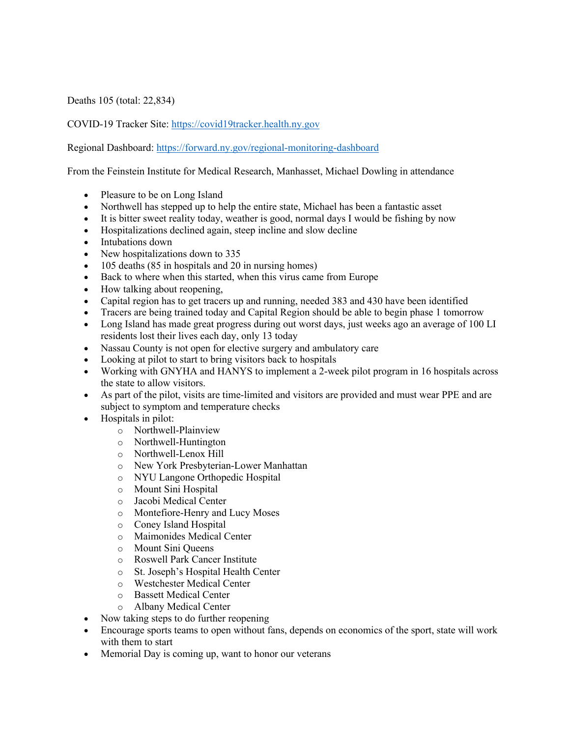Deaths 105 (total: 22,834)

COVID-19 Tracker Site: https://covid19tracker.health.ny.gov

Regional Dashboard: https://forward.ny.gov/regional-monitoring-dashboard

From the Feinstein Institute for Medical Research, Manhasset, Michael Dowling in attendance

- Pleasure to be on Long Island
- Northwell has stepped up to help the entire state, Michael has been a fantastic asset
- It is bitter sweet reality today, weather is good, normal days I would be fishing by now
- Hospitalizations declined again, steep incline and slow decline
- Intubations down
- New hospitalizations down to 335
- 105 deaths (85 in hospitals and 20 in nursing homes)
- Back to where when this started, when this virus came from Europe
- How talking about reopening,
- Capital region has to get tracers up and running, needed 383 and 430 have been identified
- Tracers are being trained today and Capital Region should be able to begin phase 1 tomorrow
- Long Island has made great progress during out worst days, just weeks ago an average of 100 LI residents lost their lives each day, only 13 today
- Nassau County is not open for elective surgery and ambulatory care
- Looking at pilot to start to bring visitors back to hospitals
- Working with GNYHA and HANYS to implement a 2-week pilot program in 16 hospitals across the state to allow visitors.
- As part of the pilot, visits are time-limited and visitors are provided and must wear PPE and are subject to symptom and temperature checks
- Hospitals in pilot:
  - Northwell-Plainview
  - Northwell-Huntington
  - Northwell-Lenox Hill
  - New York Presbyterian-Lower Manhattan
  - NYU Langone Orthopedic Hospital
  - Mount Sini Hospital
  - Jacobi Medical Center
  - Montefiore-Henry and Lucy Moses
  - Coney Island Hospital
  - Maimonides Medical Center
  - Mount Sini Queens
  - Roswell Park Cancer Institute
  - St. Joseph's Hospital Health Center
  - Westchester Medical Center
  - Bassett Medical Center
  - Albany Medical Center
- Now taking steps to do further reopening
- Encourage sports teams to open without fans, depends on economics of the sport, state will work with them to start
- Memorial Day is coming up, want to honor our veterans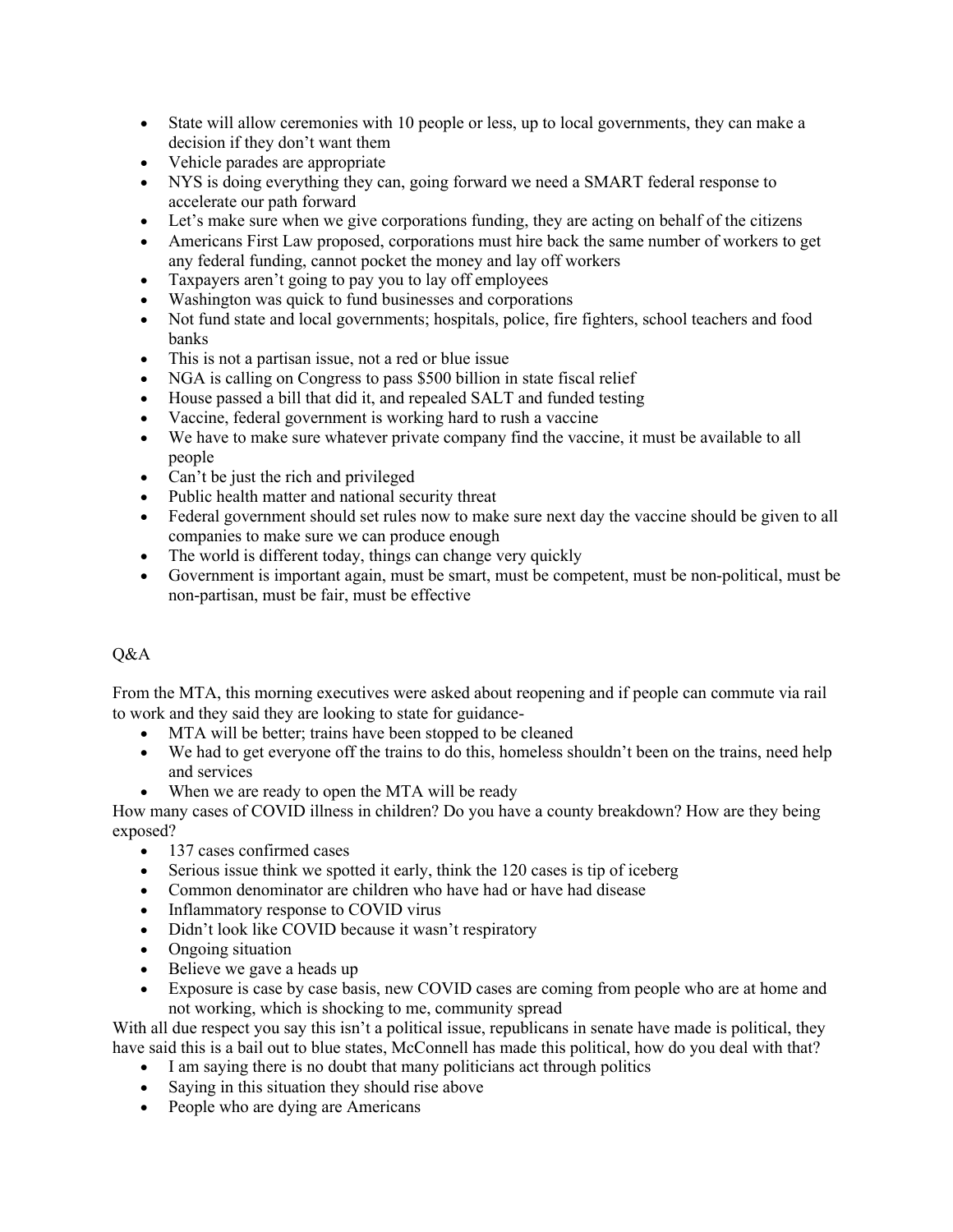- State will allow ceremonies with 10 people or less, up to local governments, they can make a decision if they don't want them
- Vehicle parades are appropriate
- NYS is doing everything they can, going forward we need a SMART federal response to accelerate our path forward
- Let's make sure when we give corporations funding, they are acting on behalf of the citizens
- Americans First Law proposed, corporations must hire back the same number of workers to get any federal funding, cannot pocket the money and lay off workers
- Taxpayers aren't going to pay you to lay off employees
- Washington was quick to fund businesses and corporations
- Not fund state and local governments; hospitals, police, fire fighters, school teachers and food banks
- This is not a partisan issue, not a red or blue issue
- NGA is calling on Congress to pass $500 billion in state fiscal relief
- House passed a bill that did it, and repealed SALT and funded testing
- Vaccine, federal government is working hard to rush a vaccine
- We have to make sure whatever private company find the vaccine, it must be available to all people
- Can't be just the rich and privileged
- Public health matter and national security threat
- Federal government should set rules now to make sure next day the vaccine should be given to all companies to make sure we can produce enough
- The world is different today, things can change very quickly
- Government is important again, must be smart, must be competent, must be non-political, must be non-partisan, must be fair, must be effective

Q&A

From the MTA, this morning executives were asked about reopening and if people can commute via rail to work and they said they are looking to state for guidance-

- MTA will be better; trains have been stopped to be cleaned
- We had to get everyone off the trains to do this, homeless shouldn't been on the trains, need help and services
- When we are ready to open the MTA will be ready

How many cases of COVID illness in children? Do you have a county breakdown? How are they being exposed?

- 137 cases confirmed cases
- Serious issue think we spotted it early, think the 120 cases is tip of iceberg
- Common denominator are children who have had or have had disease
- Inflammatory response to COVID virus
- Didn't look like COVID because it wasn't respiratory
- Ongoing situation
- Believe we gave a heads up
- Exposure is case by case basis, new COVID cases are coming from people who are at home and not working, which is shocking to me, community spread

With all due respect you say this isn't a political issue, republicans in senate have made is political, they have said this is a bail out to blue states, McConnell has made this political, how do you deal with that?

- I am saying there is no doubt that many politicians act through politics
- Saying in this situation they should rise above
- People who are dying are Americans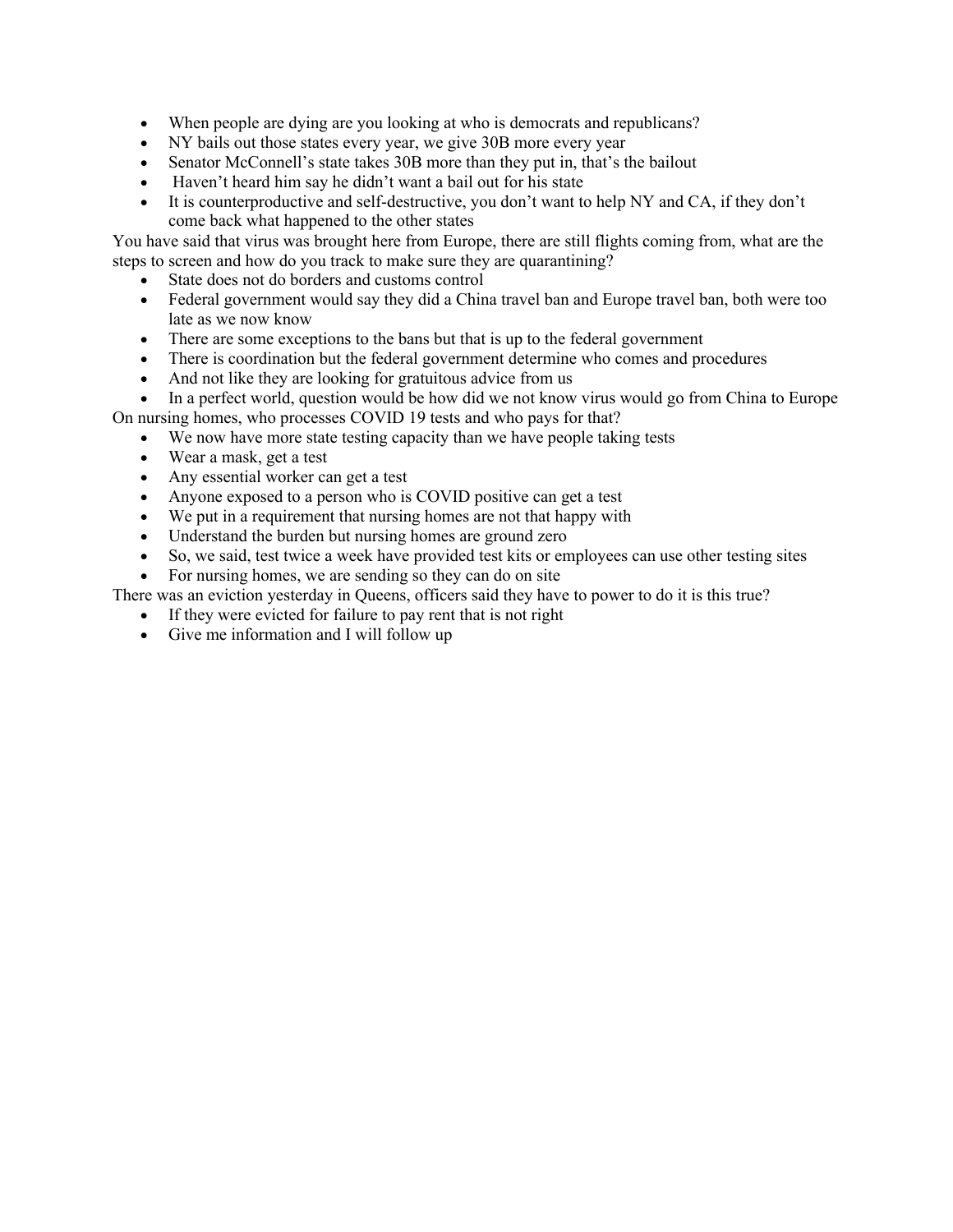- When people are dying are you looking at who is democrats and republicans?
- NY bails out those states every year, we give 30B more every year
- Senator McConnell's state takes 30B more than they put in, that's the bailout
- Haven't heard him say he didn't want a bail out for his state
- It is counterproductive and self-destructive, you don't want to help NY and CA, if they don't come back what happened to the other states

You have said that virus was brought here from Europe, there are still flights coming from, what are the steps to screen and how do you track to make sure they are quarantining?

- State does not do borders and customs control
- Federal government would say they did a China travel ban and Europe travel ban, both were too late as we now know
- There are some exceptions to the bans but that is up to the federal government
- There is coordination but the federal government determine who comes and procedures
- And not like they are looking for gratuitous advice from us
- In a perfect world, question would be how did we not know virus would go from China to Europe

On nursing homes, who processes COVID 19 tests and who pays for that?

- We now have more state testing capacity than we have people taking tests
- Wear a mask, get a test
- Any essential worker can get a test
- Anyone exposed to a person who is COVID positive can get a test
- We put in a requirement that nursing homes are not that happy with
- Understand the burden but nursing homes are ground zero
- So, we said, test twice a week have provided test kits or employees can use other testing sites
- For nursing homes, we are sending so they can do on site

There was an eviction yesterday in Queens, officers said they have to power to do it is this true?

- If they were evicted for failure to pay rent that is not right
- Give me information and I will follow up